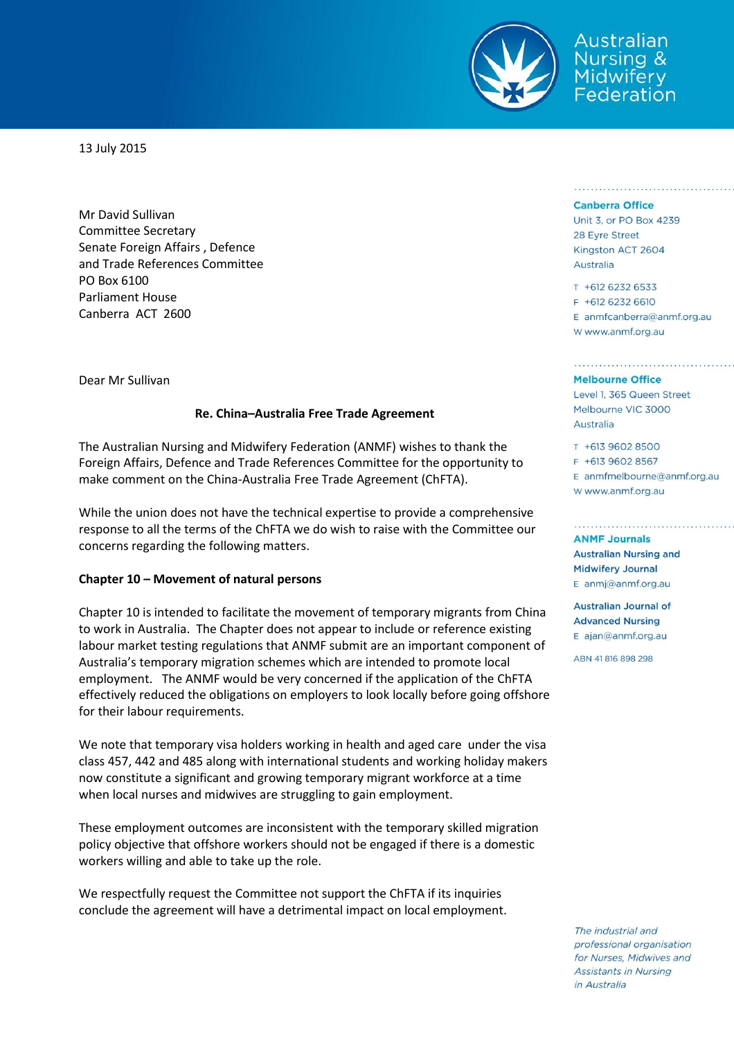Australian Nursing & Midwifery Federation

13 July 2015

Mr David Sullivan
Committee Secretary
Senate Foreign Affairs , Defence
and Trade References Committee
PO Box 6100
Parliament House
Canberra ACT 2600

Dear Mr Sullivan

**Re. China–Australia Free Trade Agreement**

The Australian Nursing and Midwifery Federation (ANMF) wishes to thank the Foreign Affairs, Defence and Trade References Committee for the opportunity to make comment on the China-Australia Free Trade Agreement (ChFTA).

While the union does not have the technical expertise to provide a comprehensive response to all the terms of the ChFTA we do wish to raise with the Committee our concerns regarding the following matters.

**Chapter 10 – Movement of natural persons**

Chapter 10 is intended to facilitate the movement of temporary migrants from China to work in Australia. The Chapter does not appear to include or reference existing labour market testing regulations that ANMF submit are an important component of Australia's temporary migration schemes which are intended to promote local employment. The ANMF would be very concerned if the application of the ChFTA effectively reduced the obligations on employers to look locally before going offshore for their labour requirements.

We note that temporary visa holders working in health and aged care under the visa class 457, 442 and 485 along with international students and working holiday makers now constitute a significant and growing temporary migrant workforce at a time when local nurses and midwives are struggling to gain employment.

These employment outcomes are inconsistent with the temporary skilled migration policy objective that offshore workers should not be engaged if there is a domestic workers willing and able to take up the role.

We respectfully request the Committee not support the ChFTA if its inquiries conclude the agreement will have a detrimental impact on local employment.

**Canberra Office**
Unit 3, or PO Box 4239
28 Eyre Street
Kingston ACT 2604
Australia

T +612 6232 6533
F +612 6232 6610
E anmfcanberra@anmf.org.au
W www.anmf.org.au

**Melbourne Office**
Level 1, 365 Queen Street
Melbourne VIC 3000
Australia

T +613 9602 8500
F +613 9602 8567
E anmfmelbourne@anmf.org.au
W www.anmf.org.au

**ANMF Journals**

**Australian Nursing and Midwifery Journal**
E anmj@anmf.org.au

**Australian Journal of Advanced Nursing**
E ajan@anmf.org.au

ABN 41 816 898 298

*The industrial and professional organisation for Nurses, Midwives and Assistants in Nursing in Australia*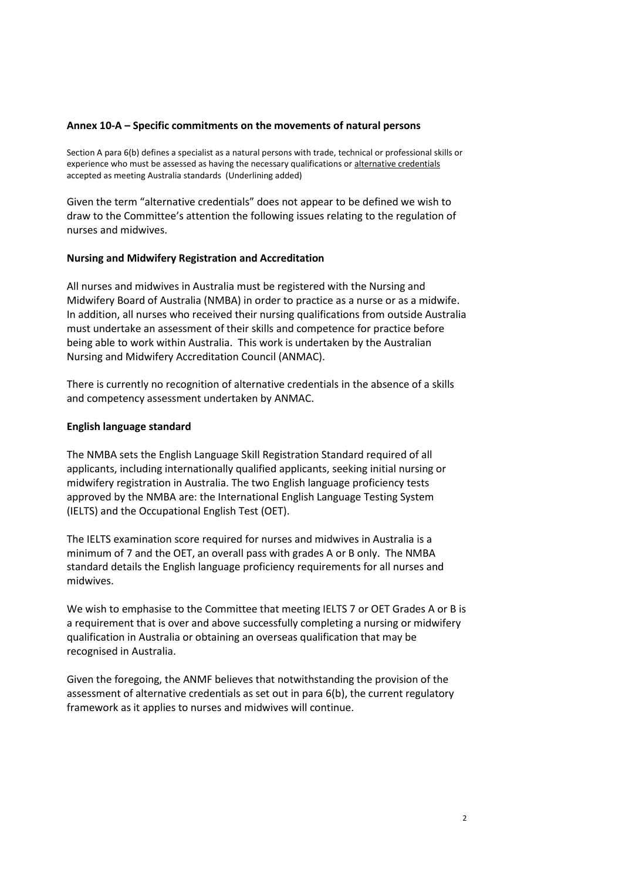**Annex 10-A – Specific commitments on the movements of natural persons**

Section A para 6(b) defines a specialist as a natural persons with trade, technical or professional skills or experience who must be assessed as having the necessary qualifications or <u>alternative credentials</u> accepted as meeting Australia standards (Underlining added)

Given the term "alternative credentials" does not appear to be defined we wish to draw to the Committee's attention the following issues relating to the regulation of nurses and midwives.

**Nursing and Midwifery Registration and Accreditation**

All nurses and midwives in Australia must be registered with the Nursing and Midwifery Board of Australia (NMBA) in order to practice as a nurse or as a midwife. In addition, all nurses who received their nursing qualifications from outside Australia must undertake an assessment of their skills and competence for practice before being able to work within Australia. This work is undertaken by the Australian Nursing and Midwifery Accreditation Council (ANMAC).

There is currently no recognition of alternative credentials in the absence of a skills and competency assessment undertaken by ANMAC.

**English language standard**

The NMBA sets the English Language Skill Registration Standard required of all applicants, including internationally qualified applicants, seeking initial nursing or midwifery registration in Australia. The two English language proficiency tests approved by the NMBA are: the International English Language Testing System (IELTS) and the Occupational English Test (OET).

The IELTS examination score required for nurses and midwives in Australia is a minimum of 7 and the OET, an overall pass with grades A or B only. The NMBA standard details the English language proficiency requirements for all nurses and midwives.

We wish to emphasise to the Committee that meeting IELTS 7 or OET Grades A or B is a requirement that is over and above successfully completing a nursing or midwifery qualification in Australia or obtaining an overseas qualification that may be recognised in Australia.

Given the foregoing, the ANMF believes that notwithstanding the provision of the assessment of alternative credentials as set out in para 6(b), the current regulatory framework as it applies to nurses and midwives will continue.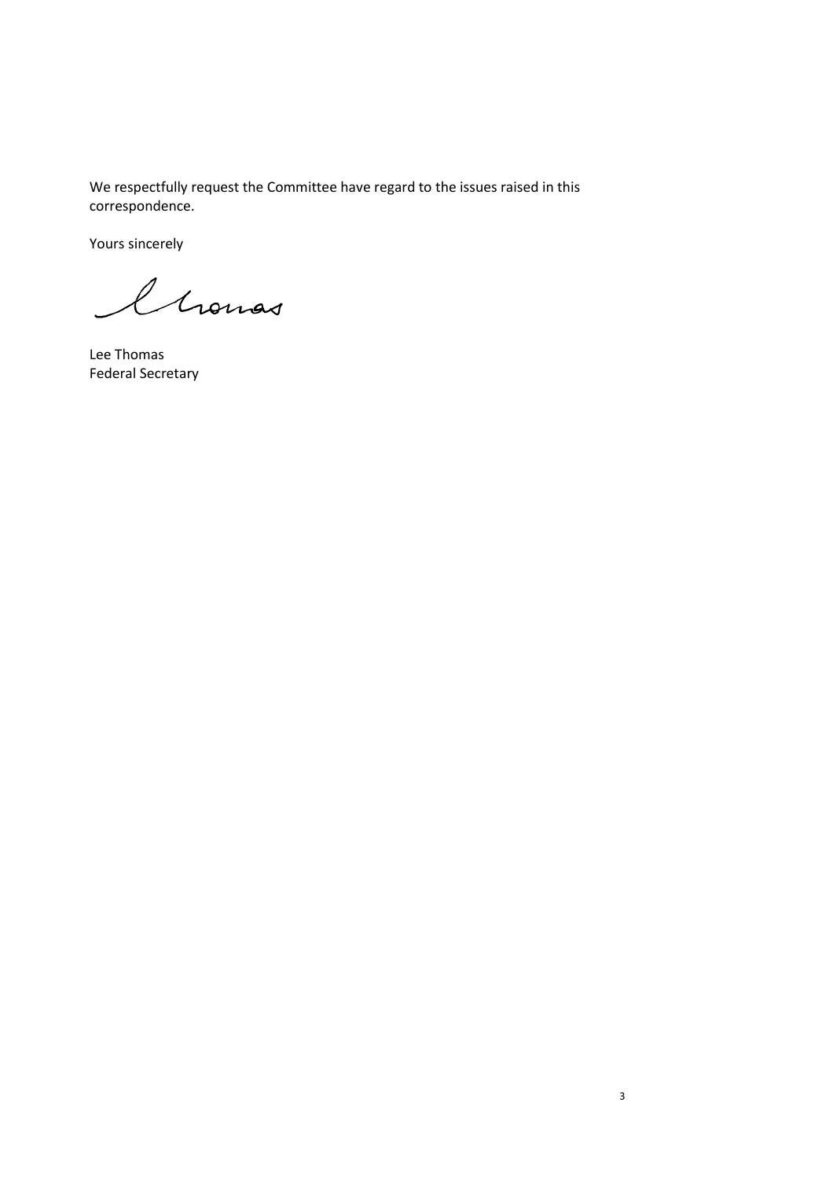We respectfully request the Committee have regard to the issues raised in this correspondence.

Yours sincerely

Lee Thomas
Federal Secretary